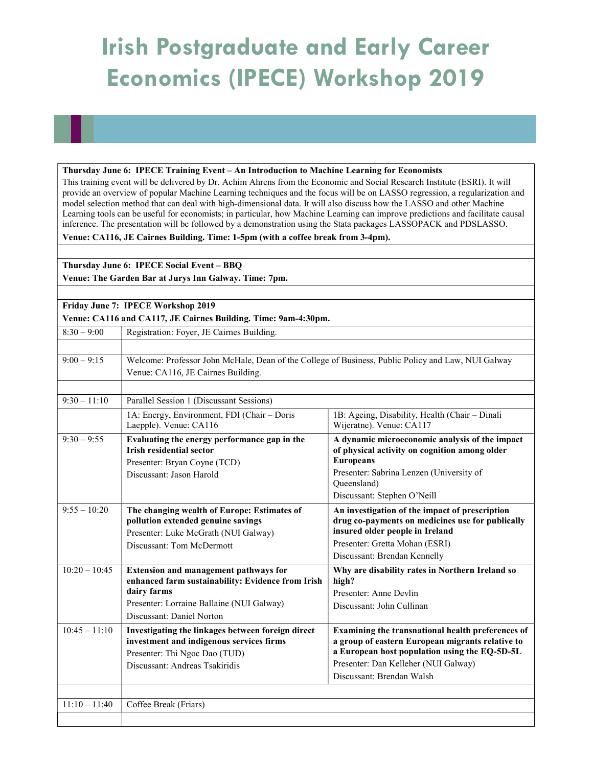# Irish Postgraduate and Early Career Economics (IPECE) Workshop 2019

**Thursday June 6: IPECE Training Event – An Introduction to Machine Learning for Economists**

This training event will be delivered by Dr. Achim Ahrens from the Economic and Social Research Institute (ESRI). It will provide an overview of popular Machine Learning techniques and the focus will be on LASSO regression, a regularization and model selection method that can deal with high-dimensional data. It will also discuss how the LASSO and other Machine Learning tools can be useful for economists; in particular, how Machine Learning can improve predictions and facilitate causal inference. The presentation will be followed by a demonstration using the Stata packages LASSOPACK and PDSLASSO.

**Venue: CA116, JE Cairnes Building. Time: 1-5pm (with a coffee break from 3-4pm).**

**Thursday June 6: IPECE Social Event – BBQ**

**Venue: The Garden Bar at Jurys Inn Galway. Time: 7pm.**

**Friday June 7: IPECE Workshop 2019**

**Venue: CA116 and CA117, JE Cairnes Building. Time: 9am-4:30pm.**

| Time | | |
|---|---|---|
| 8:30 – 9:00 | Registration: Foyer, JE Cairnes Building. | |
| 9:00 – 9:15 | Welcome: Professor John McHale, Dean of the College of Business, Public Policy and Law, NUI Galway<br>Venue: CA116, JE Cairnes Building. | |
| 9:30 – 11:10 | Parallel Session 1 (Discussant Sessions) | |
| | 1A: Energy, Environment, FDI (Chair – Doris Laepple). Venue: CA116 | 1B: Ageing, Disability, Health (Chair – Dinali Wijeratne). Venue: CA117 |
| 9:30 – 9:55 | **Evaluating the energy performance gap in the Irish residential sector**<br>Presenter: Bryan Coyne (TCD)<br>Discussant: Jason Harold | **A dynamic microeconomic analysis of the impact of physical activity on cognition among older Europeans**<br>Presenter: Sabrina Lenzen (University of Queensland)<br>Discussant: Stephen O'Neill |
| 9:55 – 10:20 | **The changing wealth of Europe: Estimates of pollution extended genuine savings**<br>Presenter: Luke McGrath (NUI Galway)<br>Discussant: Tom McDermott | **An investigation of the impact of prescription drug co-payments on medicines use for publically insured older people in Ireland**<br>Presenter: Gretta Mohan (ESRI)<br>Discussant: Brendan Kennelly |
| 10:20 – 10:45 | **Extension and management pathways for enhanced farm sustainability: Evidence from Irish dairy farms**<br>Presenter: Lorraine Ballaine (NUI Galway)<br>Discussant: Daniel Norton | **Why are disability rates in Northern Ireland so high?**<br>Presenter: Anne Devlin<br>Discussant: John Cullinan |
| 10:45 – 11:10 | **Investigating the linkages between foreign direct investment and indigenous services firms**<br>Presenter: Thi Ngoc Dao (TUD)<br>Discussant: Andreas Tsakiridis | **Examining the transnational health preferences of a group of eastern European migrants relative to a European host population using the EQ-5D-5L**<br>Presenter: Dan Kelleher (NUI Galway)<br>Discussant: Brendan Walsh |
| 11:10 – 11:40 | Coffee Break (Friars) | |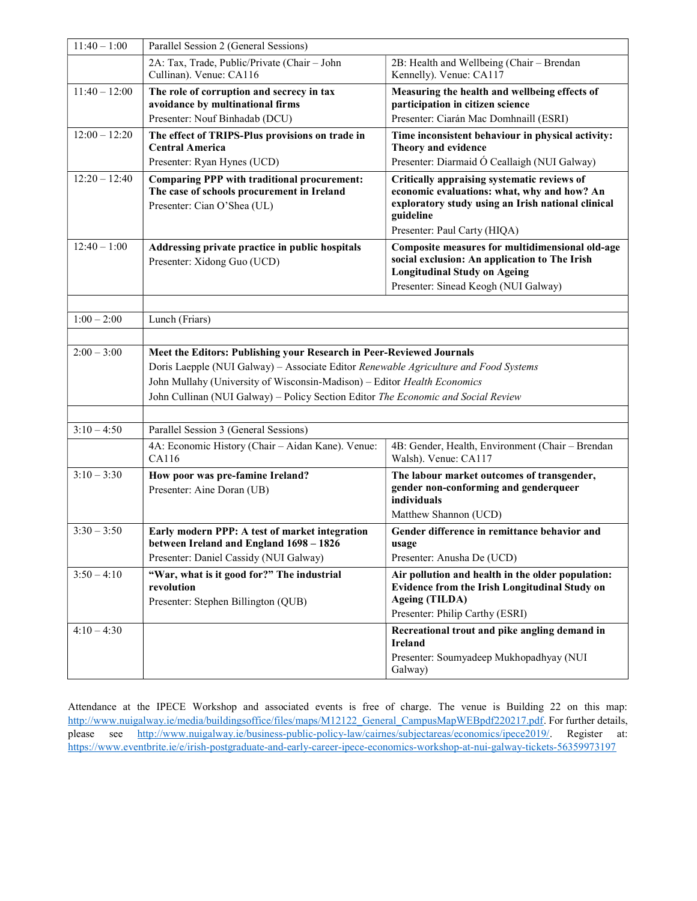| | | |
|---|---|---|
| 11:40 – 1:00 | Parallel Session 2 (General Sessions) | |
| | 2A: Tax, Trade, Public/Private (Chair – John Cullinan). Venue: CA116 | 2B: Health and Wellbeing (Chair – Brendan Kennelly). Venue: CA117 |
| 11:40 – 12:00 | **The role of corruption and secrecy in tax avoidance by multinational firms**<br>Presenter: Nouf Binhadab (DCU) | **Measuring the health and wellbeing effects of participation in citizen science**<br>Presenter: Ciarán Mac Domhnaill (ESRI) |
| 12:00 – 12:20 | **The effect of TRIPS-Plus provisions on trade in Central America**<br>Presenter: Ryan Hynes (UCD) | **Time inconsistent behaviour in physical activity: Theory and evidence**<br>Presenter: Diarmaid Ó Ceallaigh (NUI Galway) |
| 12:20 – 12:40 | **Comparing PPP with traditional procurement: The case of schools procurement in Ireland**<br>Presenter: Cian O'Shea (UL) | **Critically appraising systematic reviews of economic evaluations: what, why and how? An exploratory study using an Irish national clinical guideline**<br>Presenter: Paul Carty (HIQA) |
| 12:40 – 1:00 | **Addressing private practice in public hospitals**<br>Presenter: Xidong Guo (UCD) | **Composite measures for multidimensional old-age social exclusion: An application to The Irish Longitudinal Study on Ageing**<br>Presenter: Sinead Keogh (NUI Galway) |
| | | |
| 1:00 – 2:00 | Lunch (Friars) | |
| | | |
| 2:00 – 3:00 | **Meet the Editors: Publishing your Research in Peer-Reviewed Journals**<br>Doris Laepple (NUI Galway) – Associate Editor *Renewable Agriculture and Food Systems*<br>John Mullahy (University of Wisconsin-Madison) – Editor *Health Economics*<br>John Cullinan (NUI Galway) – Policy Section Editor *The Economic and Social Review* | |
| | | |
| 3:10 – 4:50 | Parallel Session 3 (General Sessions) | |
| | 4A: Economic History (Chair – Aidan Kane). Venue: CA116 | 4B: Gender, Health, Environment (Chair – Brendan Walsh). Venue: CA117 |
| 3:10 – 3:30 | **How poor was pre-famine Ireland?**<br>Presenter: Aine Doran (UB) | **The labour market outcomes of transgender, gender non-conforming and genderqueer individuals**<br>Matthew Shannon (UCD) |
| 3:30 – 3:50 | **Early modern PPP: A test of market integration between Ireland and England 1698 – 1826**<br>Presenter: Daniel Cassidy (NUI Galway) | **Gender difference in remittance behavior and usage**<br>Presenter: Anusha De (UCD) |
| 3:50 – 4:10 | **"War, what is it good for?" The industrial revolution**<br>Presenter: Stephen Billington (QUB) | **Air pollution and health in the older population: Evidence from the Irish Longitudinal Study on Ageing (TILDA)**<br>Presenter: Philip Carthy (ESRI) |
| 4:10 – 4:30 | | **Recreational trout and pike angling demand in Ireland**<br>Presenter: Soumyadeep Mukhopadhyay (NUI Galway) |

Attendance at the IPECE Workshop and associated events is free of charge. The venue is Building 22 on this map: http://www.nuigalway.ie/media/buildingsoffice/files/maps/M12122_General_CampusMapWEBpdf220217.pdf. For further details, please see http://www.nuigalway.ie/business-public-policy-law/cairnes/subjectareas/economics/ipece2019/. Register at: https://www.eventbrite.ie/e/irish-postgraduate-and-early-career-ipece-economics-workshop-at-nui-galway-tickets-56359973197